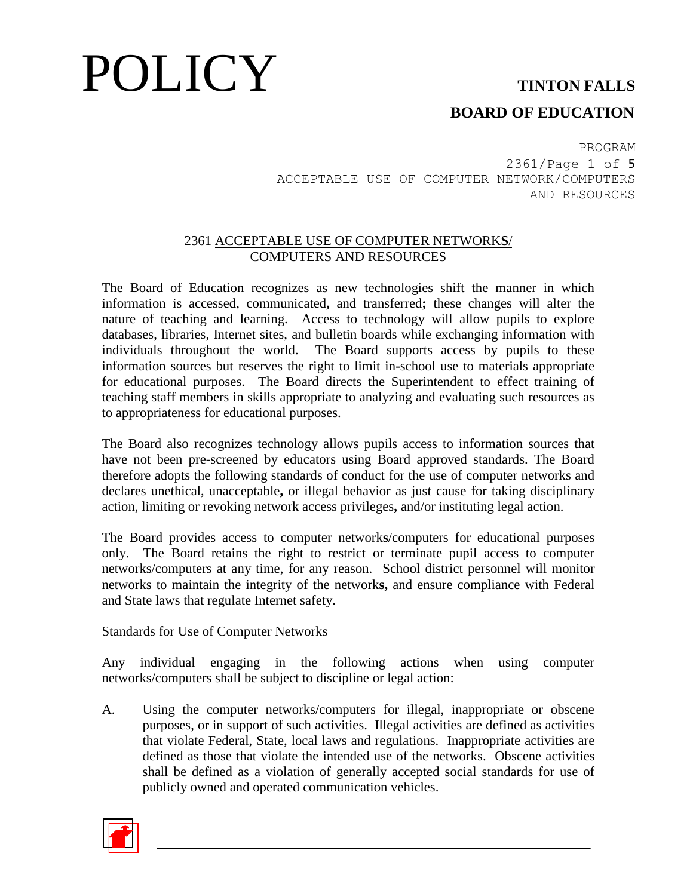# 2361 ACCEPTABLE USE OF COMPUTER NETWORKS/ COMPUTERS AND RESOURCES

The Board of Education recognizes as new technologies shift the manner in which information is accessed, communicated**,** and transferred**;** these changes will alter the nature of teaching and learning. Access to technology will allow pupils to explore databases, libraries, Internet sites, and bulletin boards while exchanging information with individuals throughout the world. The Board supports access by pupils to these information sources but reserves the right to limit in-school use to materials appropriate for educational purposes. The Board directs the Superintendent to effect training of teaching staff members in skills appropriate to analyzing and evaluating such resources as to appropriateness for educational purposes.

The Board also recognizes technology allows pupils access to information sources that have not been pre-screened by educators using Board approved standards. The Board therefore adopts the following standards of conduct for the use of computer networks and declares unethical, unacceptable**,** or illegal behavior as just cause for taking disciplinary action, limiting or revoking network access privileges**,** and/or instituting legal action.

The Board provides access to computer network**s**/computers for educational purposes only. The Board retains the right to restrict or terminate pupil access to computer networks/computers at any time, for any reason. School district personnel will monitor networks to maintain the integrity of the network**s,** and ensure compliance with Federal and State laws that regulate Internet safety.

Standards for Use of Computer Networks

Any individual engaging in the following actions when using computer networks/computers shall be subject to discipline or legal action:

A. Using the computer networks/computers for illegal, inappropriate or obscene purposes, or in support of such activities. Illegal activities are defined as activities that violate Federal, State, local laws and regulations. Inappropriate activities are defined as those that violate the intended use of the networks. Obscene activities shall be defined as a violation of generally accepted social standards for use of publicly owned and operated communication vehicles.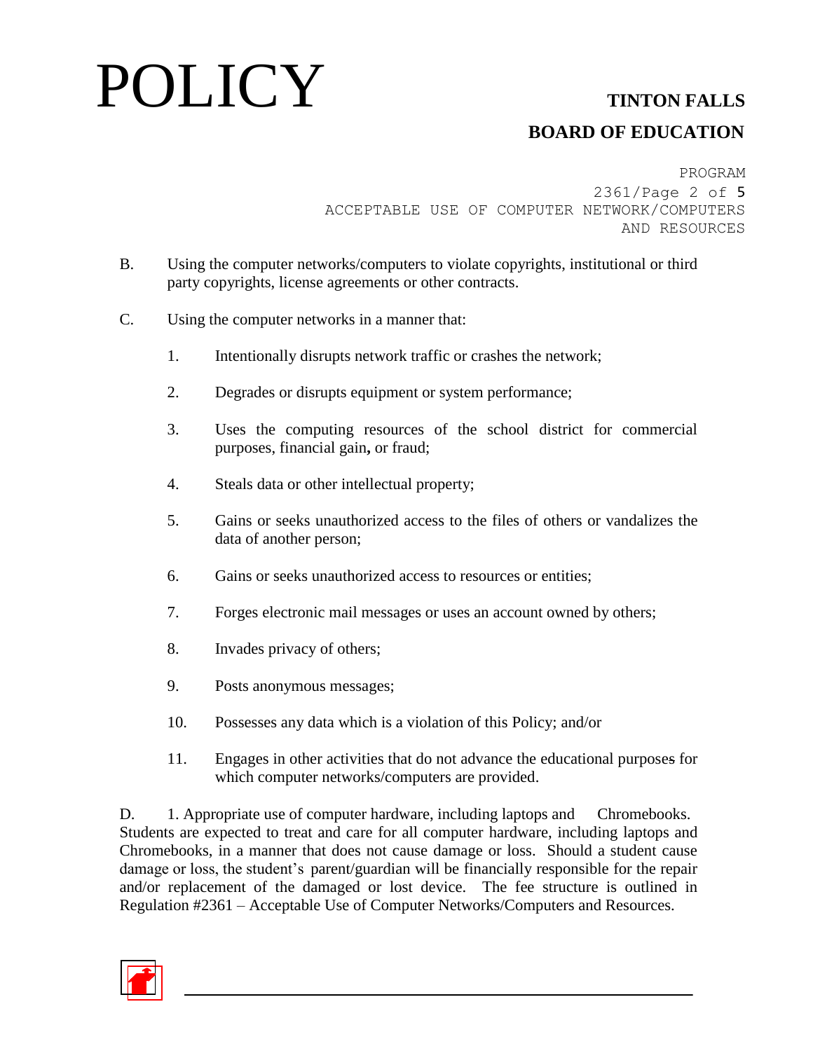B. Using the computer networks/computers to violate copyrights, institutional or third party copyrights, license agreements or other contracts.

C. Using the computer networks in a manner that:

1. Intentionally disrupts network traffic or crashes the network;

2. Degrades or disrupts equipment or system performance;

3. Uses the computing resources of the school district for commercial purposes, financial gain**,** or fraud;

4. Steals data or other intellectual property;

5. Gains or seeks unauthorized access to the files of others or vandalizes the data of another person;

6. Gains or seeks unauthorized access to resources or entities;

7. Forges electronic mail messages or uses an account owned by others;

8. Invades privacy of others;

9. Posts anonymous messages;

10. Possesses any data which is a violation of this Policy; and/or

11. Engages in other activities that do not advance the educational purposes for which computer networks/computers are provided.

D. 1. Appropriate use of computer hardware, including laptops and Chromebooks. Students are expected to treat and care for all computer hardware, including laptops and Chromebooks, in a manner that does not cause damage or loss. Should a student cause damage or loss, the student's parent/guardian will be financially responsible for the repair and/or replacement of the damaged or lost device. The fee structure is outlined in Regulation #2361 – Acceptable Use of Computer Networks/Computers and Resources.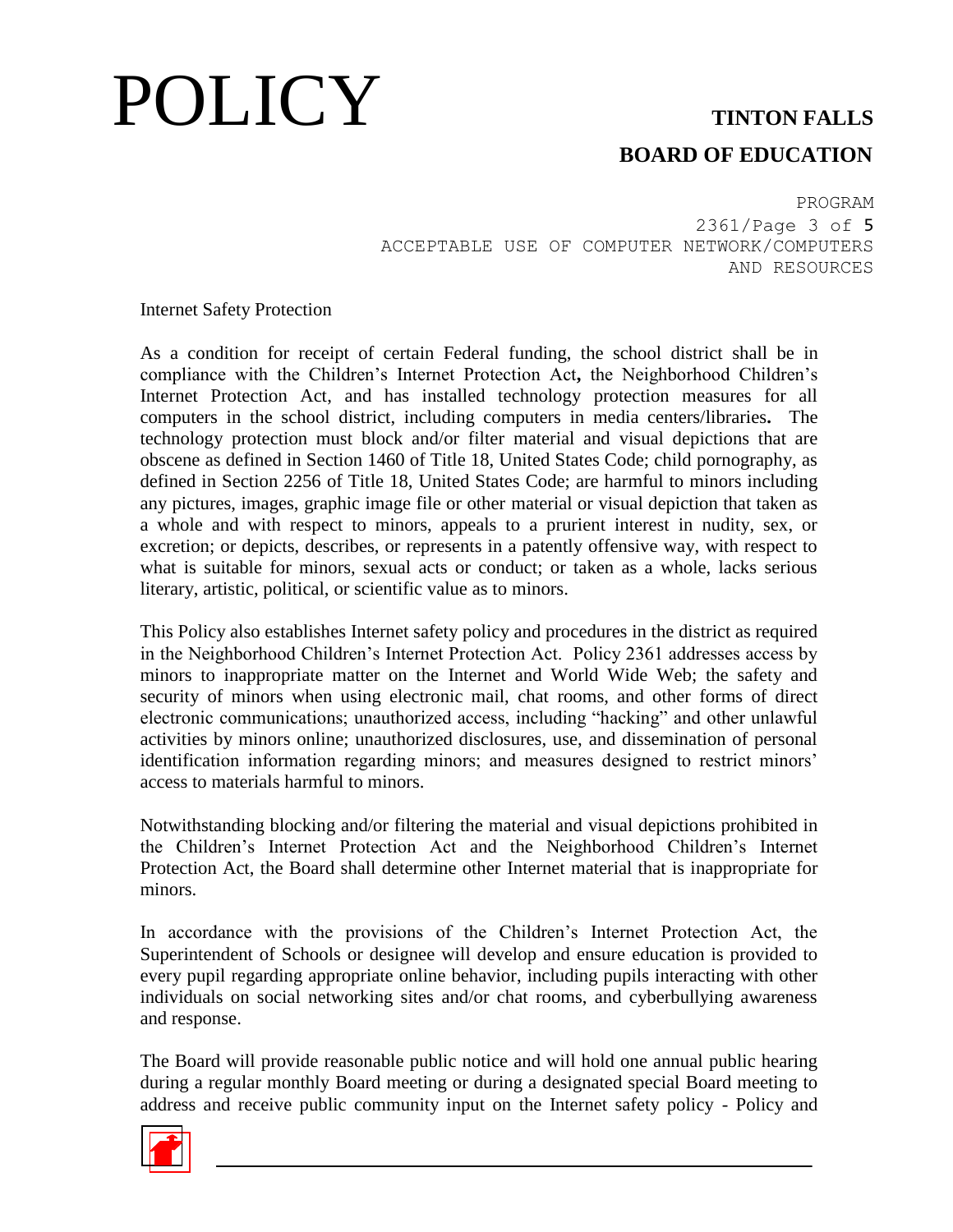Internet Safety Protection

As a condition for receipt of certain Federal funding, the school district shall be in compliance with the Children's Internet Protection Act, the Neighborhood Children's Internet Protection Act, and has installed technology protection measures for all computers in the school district, including computers in media centers/libraries. The technology protection must block and/or filter material and visual depictions that are obscene as defined in Section 1460 of Title 18, United States Code; child pornography, as defined in Section 2256 of Title 18, United States Code; are harmful to minors including any pictures, images, graphic image file or other material or visual depiction that taken as a whole and with respect to minors, appeals to a prurient interest in nudity, sex, or excretion; or depicts, describes, or represents in a patently offensive way, with respect to what is suitable for minors, sexual acts or conduct; or taken as a whole, lacks serious literary, artistic, political, or scientific value as to minors.

This Policy also establishes Internet safety policy and procedures in the district as required in the Neighborhood Children's Internet Protection Act. Policy 2361 addresses access by minors to inappropriate matter on the Internet and World Wide Web; the safety and security of minors when using electronic mail, chat rooms, and other forms of direct electronic communications; unauthorized access, including "hacking" and other unlawful activities by minors online; unauthorized disclosures, use, and dissemination of personal identification information regarding minors; and measures designed to restrict minors' access to materials harmful to minors.

Notwithstanding blocking and/or filtering the material and visual depictions prohibited in the Children's Internet Protection Act and the Neighborhood Children's Internet Protection Act, the Board shall determine other Internet material that is inappropriate for minors.

In accordance with the provisions of the Children's Internet Protection Act, the Superintendent of Schools or designee will develop and ensure education is provided to every pupil regarding appropriate online behavior, including pupils interacting with other individuals on social networking sites and/or chat rooms, and cyberbullying awareness and response.

The Board will provide reasonable public notice and will hold one annual public hearing during a regular monthly Board meeting or during a designated special Board meeting to address and receive public community input on the Internet safety policy - Policy and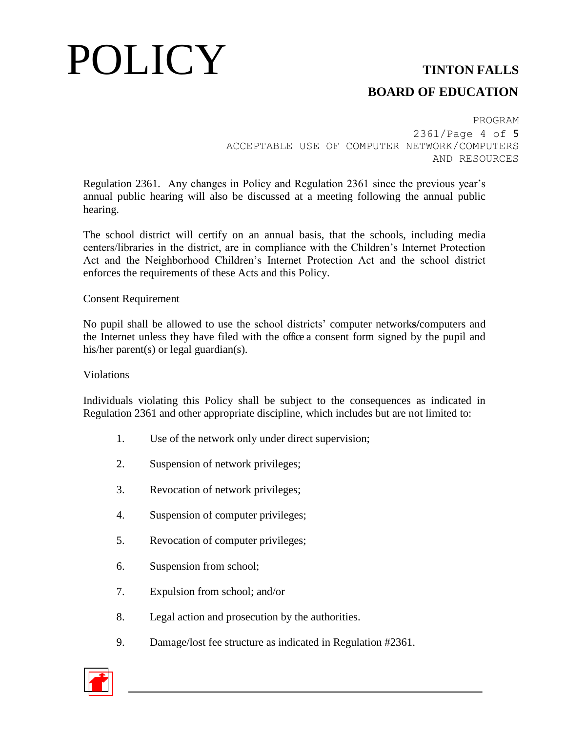Regulation 2361. Any changes in Policy and Regulation 2361 since the previous year's annual public hearing will also be discussed at a meeting following the annual public hearing.

The school district will certify on an annual basis, that the schools, including media centers/libraries in the district, are in compliance with the Children's Internet Protection Act and the Neighborhood Children's Internet Protection Act and the school district enforces the requirements of these Acts and this Policy.

Consent Requirement

No pupil shall be allowed to use the school districts' computer networks/computers and the Internet unless they have filed with the office a consent form signed by the pupil and his/her parent(s) or legal guardian(s).

Violations

Individuals violating this Policy shall be subject to the consequences as indicated in Regulation 2361 and other appropriate discipline, which includes but are not limited to:

1. Use of the network only under direct supervision;
2. Suspension of network privileges;
3. Revocation of network privileges;
4. Suspension of computer privileges;
5. Revocation of computer privileges;
6. Suspension from school;
7. Expulsion from school; and/or
8. Legal action and prosecution by the authorities.
9. Damage/lost fee structure as indicated in Regulation #2361.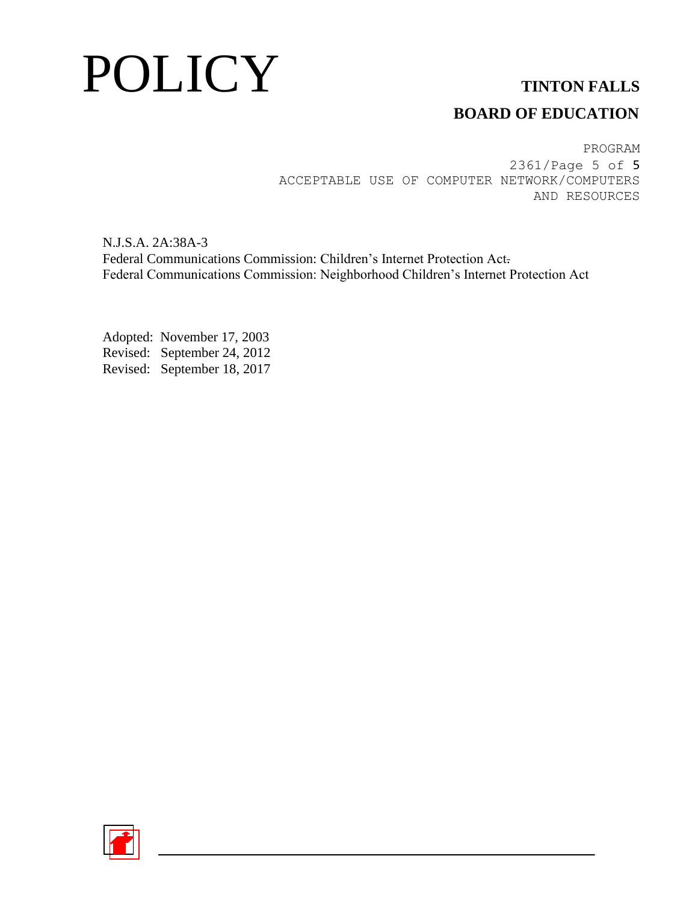N.J.S.A. 2A:38A-3
Federal Communications Commission: Children's Internet Protection Act.
Federal Communications Commission: Neighborhood Children's Internet Protection Act

Adopted: November 17, 2003
Revised: September 24, 2012
Revised: September 18, 2017